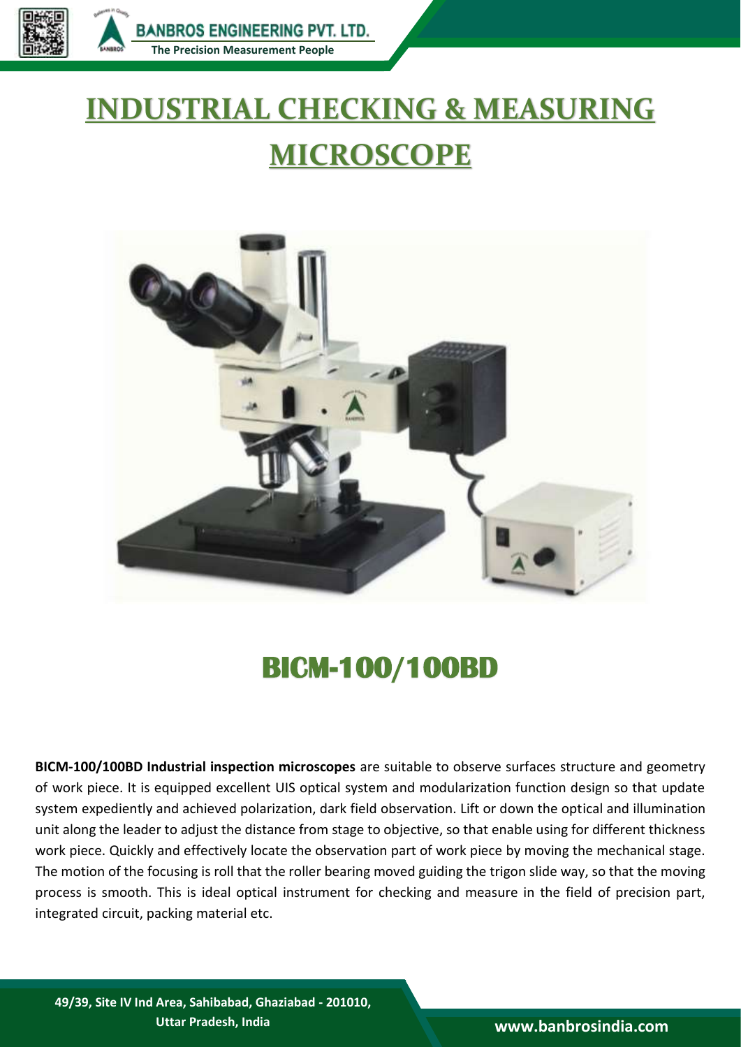# INDUSTRIAL CHECKING & MEASURING MICROSCOPE

## BICM-100/100BD

**BICM-100/100BD Industrial inspection microscopes** are suitable to observe surfaces structure and geometry of work piece. It is equipped excellent UIS optical system and modularization function design so that update system expediently and achieved polarization, dark field observation. Lift or down the optical and illumination unit along the leader to adjust the distance from stage to objective, so that enable using for different thickness work piece. Quickly and effectively locate the observation part of work piece by moving the mechanical stage. The motion of the focusing is roll that the roller bearing moved guiding the trigon slide way, so that the moving process is smooth. This is ideal optical instrument for checking and measure in the field of precision part, integrated circuit, packing material etc.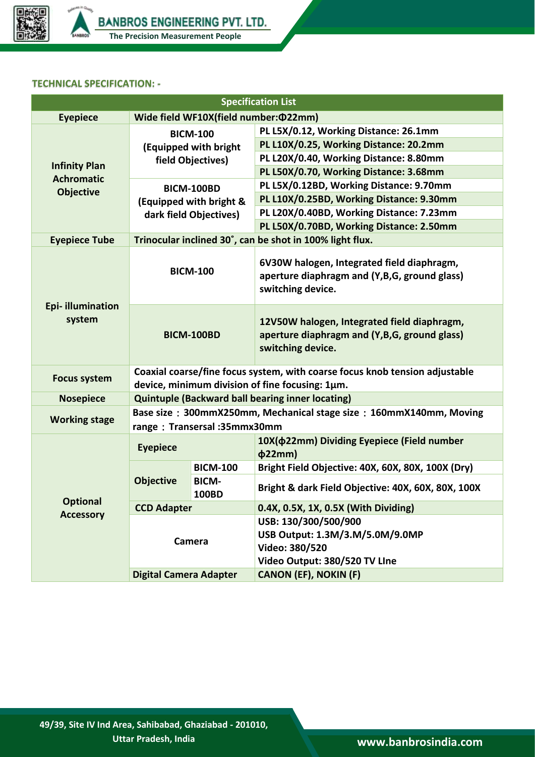## TECHNICAL SPECIFICATION: -

| Specification List | | | |
|---|---|---|---|
| Eyepiece | Wide field WF10X(field number:Φ22mm) | | |
| Infinity Plan Achromatic Objective | BICM-100 (Equipped with bright field Objectives) | | PL L5X/0.12, Working Distance: 26.1mm |
| | | | PL L10X/0.25, Working Distance: 20.2mm |
| | | | PL L20X/0.40, Working Distance: 8.80mm |
| | | | PL L50X/0.70, Working Distance: 3.68mm |
| | BICM-100BD (Equipped with bright & dark field Objectives) | | PL L5X/0.12BD, Working Distance: 9.70mm |
| | | | PL L10X/0.25BD, Working Distance: 9.30mm |
| | | | PL L20X/0.40BD, Working Distance: 7.23mm |
| | | | PL L50X/0.70BD, Working Distance: 2.50mm |
| Eyepiece Tube | Trinocular inclined 30˚, can be shot in 100% light flux. | | |
| Epi- illumination system | BICM-100 | | 6V30W halogen, Integrated field diaphragm, aperture diaphragm and (Y,B,G, ground glass) switching device. |
| | BICM-100BD | | 12V50W halogen, Integrated field diaphragm, aperture diaphragm and (Y,B,G, ground glass) switching device. |
| Focus system | Coaxial coarse/fine focus system, with coarse focus knob tension adjustable device, minimum division of fine focusing: 1μm. | | |
| Nosepiece | Quintuple (Backward ball bearing inner locating) | | |
| Working stage | Base size：300mmX250mm, Mechanical stage size：160mmX140mm, Moving range：Transersal :35mmx30mm | | |
| Optional Accessory | Eyepiece | | 10X(ф22mm) Dividing Eyepiece (Field number ф22mm) |
| | Objective | BICM-100 | Bright Field Objective: 40X, 60X, 80X, 100X (Dry) |
| | | BICM-100BD | Bright & dark Field Objective: 40X, 60X, 80X, 100X |
| | CCD Adapter | | 0.4X, 0.5X, 1X, 0.5X (With Dividing) |
| | Camera | | USB: 130/300/500/900<br>USB Output: 1.3M/3.M/5.0M/9.0MP<br>Video: 380/520<br>Video Output: 380/520 TV LIne |
| | Digital Camera Adapter | | CANON (EF), NOKIN (F) |